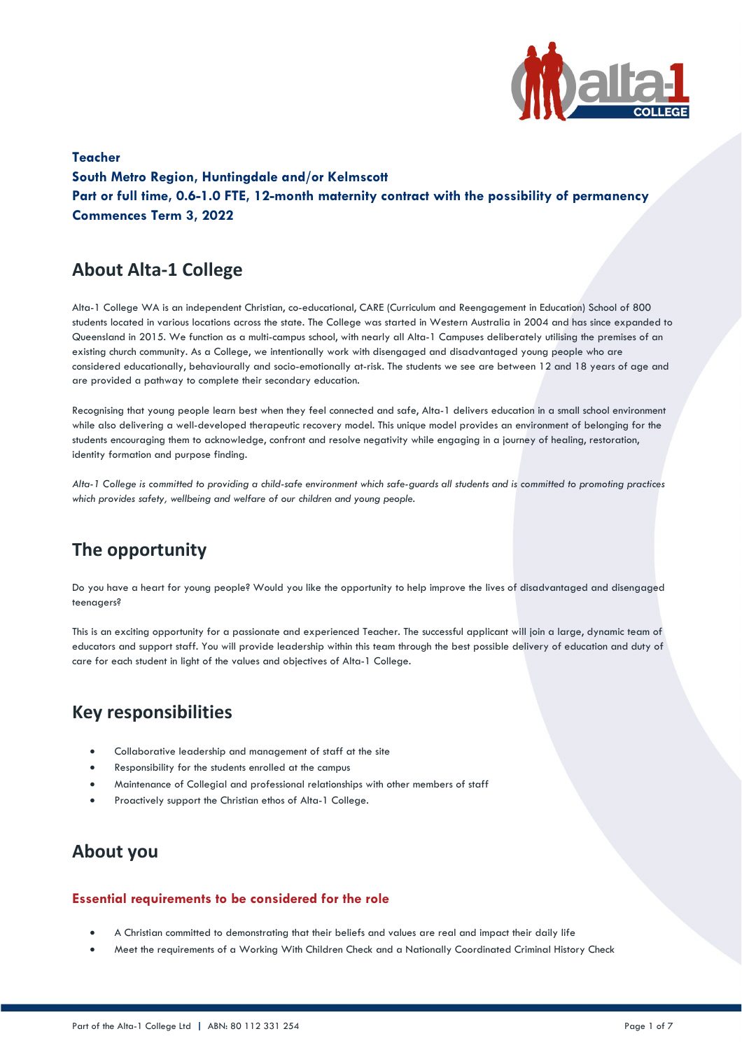**Teacher**
**South Metro Region, Huntingdale and/or Kelmscott**
**Part or full time, 0.6-1.0 FTE, 12-month maternity contract with the possibility of permanency**
**Commences Term 3, 2022**

## About Alta-1 College

Alta-1 College WA is an independent Christian, co-educational, CARE (Curriculum and Reengagement in Education) School of 800 students located in various locations across the state. The College was started in Western Australia in 2004 and has since expanded to Queensland in 2015. We function as a multi-campus school, with nearly all Alta-1 Campuses deliberately utilising the premises of an existing church community. As a College, we intentionally work with disengaged and disadvantaged young people who are considered educationally, behaviourally and socio-emotionally at-risk. The students we see are between 12 and 18 years of age and are provided a pathway to complete their secondary education.

Recognising that young people learn best when they feel connected and safe, Alta-1 delivers education in a small school environment while also delivering a well-developed therapeutic recovery model. This unique model provides an environment of belonging for the students encouraging them to acknowledge, confront and resolve negativity while engaging in a journey of healing, restoration, identity formation and purpose finding.

*Alta-1 College is committed to providing a child-safe environment which safe-guards all students and is committed to promoting practices which provides safety, wellbeing and welfare of our children and young people.*

## The opportunity

Do you have a heart for young people? Would you like the opportunity to help improve the lives of disadvantaged and disengaged teenagers?

This is an exciting opportunity for a passionate and experienced Teacher. The successful applicant will join a large, dynamic team of educators and support staff. You will provide leadership within this team through the best possible delivery of education and duty of care for each student in light of the values and objectives of Alta-1 College.

## Key responsibilities

- Collaborative leadership and management of staff at the site
- Responsibility for the students enrolled at the campus
- Maintenance of Collegial and professional relationships with other members of staff
- Proactively support the Christian ethos of Alta-1 College.

## About you

### Essential requirements to be considered for the role

- A Christian committed to demonstrating that their beliefs and values are real and impact their daily life
- Meet the requirements of a Working With Children Check and a Nationally Coordinated Criminal History Check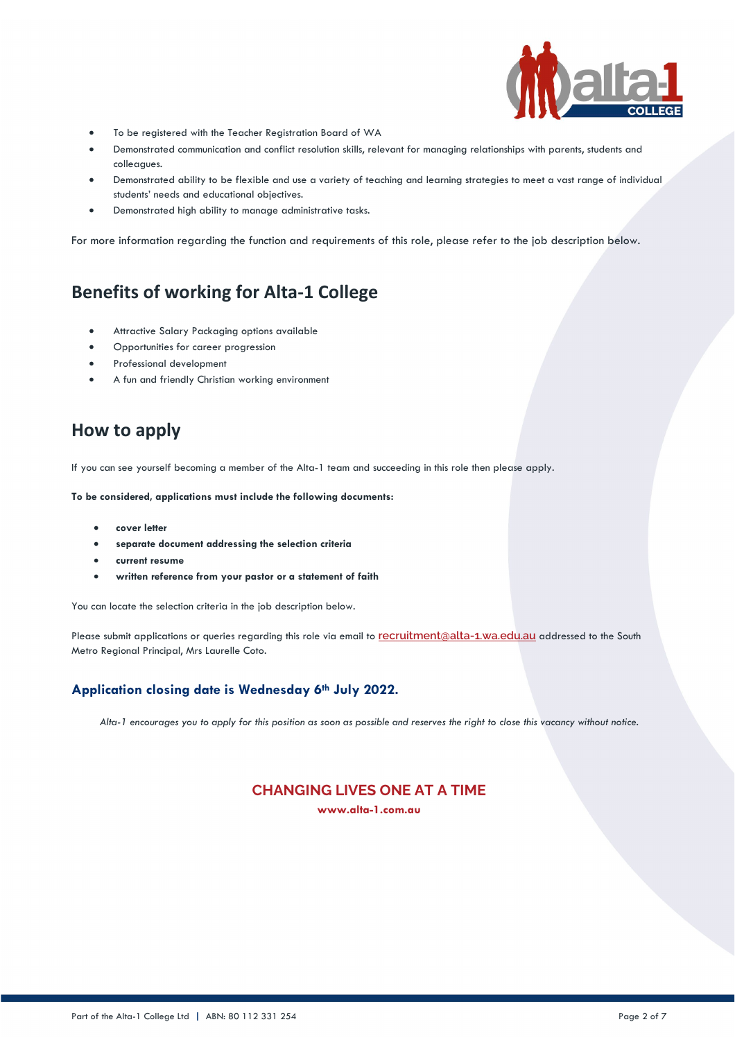- To be registered with the Teacher Registration Board of WA
- Demonstrated communication and conflict resolution skills, relevant for managing relationships with parents, students and colleagues.
- Demonstrated ability to be flexible and use a variety of teaching and learning strategies to meet a vast range of individual students' needs and educational objectives.
- Demonstrated high ability to manage administrative tasks.

For more information regarding the function and requirements of this role, please refer to the job description below.

## Benefits of working for Alta-1 College

- Attractive Salary Packaging options available
- Opportunities for career progression
- Professional development
- A fun and friendly Christian working environment

## How to apply

If you can see yourself becoming a member of the Alta-1 team and succeeding in this role then please apply.

**To be considered, applications must include the following documents:**

- **cover letter**
- **separate document addressing the selection criteria**
- **current resume**
- **written reference from your pastor or a statement of faith**

You can locate the selection criteria in the job description below.

Please submit applications or queries regarding this role via email to recruitment@alta-1.wa.edu.au addressed to the South Metro Regional Principal, Mrs Laurelle Coto.

### Application closing date is Wednesday 6th July 2022.

*Alta-1 encourages you to apply for this position as soon as possible and reserves the right to close this vacancy without notice.*

**CHANGING LIVES ONE AT A TIME**

**www.alta-1.com.au**

Part of the Alta-1 College Ltd | ABN: 80 112 331 254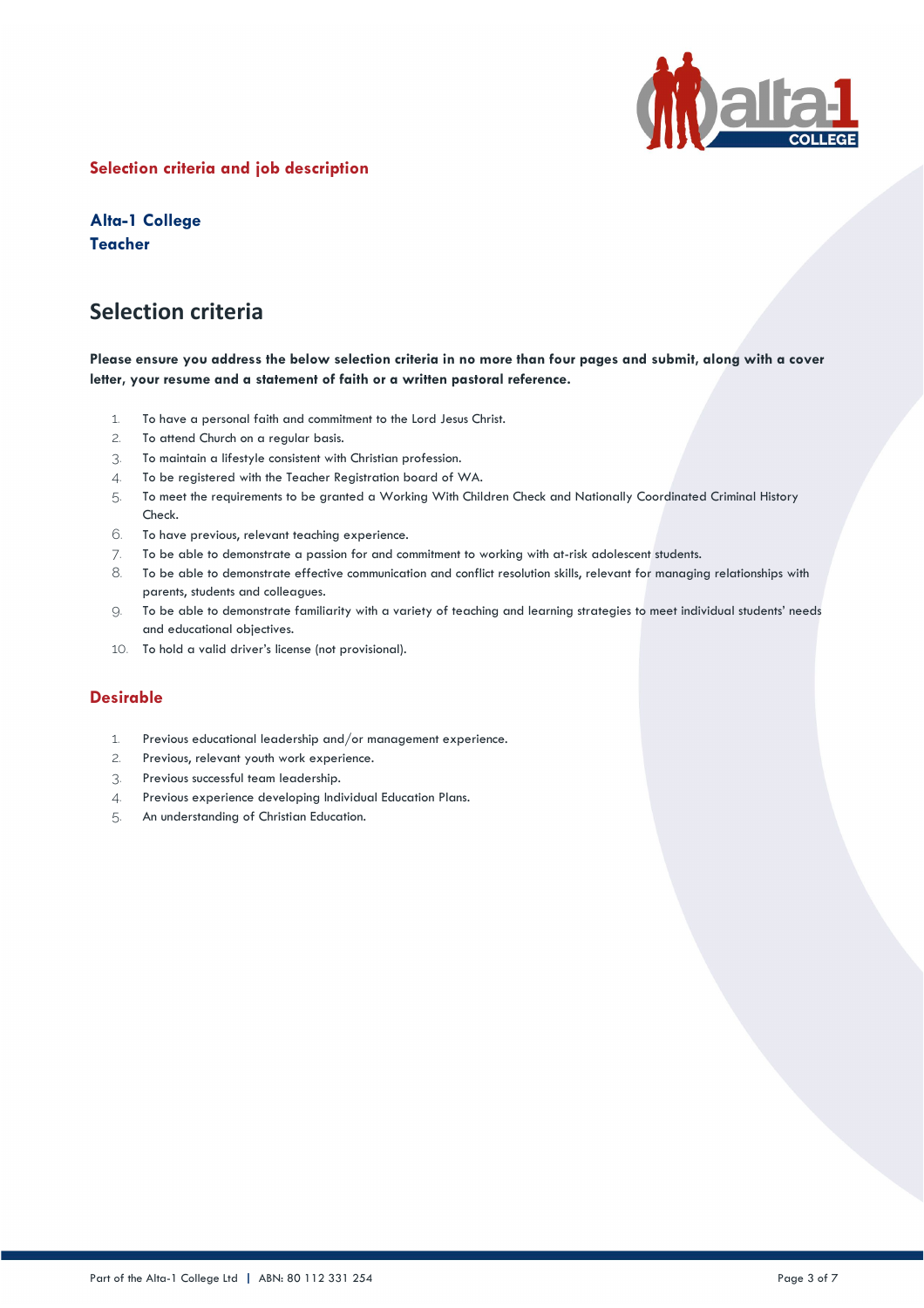**Selection criteria and job description**

**Alta-1 College**
**Teacher**

# Selection criteria

**Please ensure you address the below selection criteria in no more than four pages and submit, along with a cover letter, your resume and a statement of faith or a written pastoral reference.**

1. To have a personal faith and commitment to the Lord Jesus Christ.
2. To attend Church on a regular basis.
3. To maintain a lifestyle consistent with Christian profession.
4. To be registered with the Teacher Registration board of WA.
5. To meet the requirements to be granted a Working With Children Check and Nationally Coordinated Criminal History Check.
6. To have previous, relevant teaching experience.
7. To be able to demonstrate a passion for and commitment to working with at-risk adolescent students.
8. To be able to demonstrate effective communication and conflict resolution skills, relevant for managing relationships with parents, students and colleagues.
9. To be able to demonstrate familiarity with a variety of teaching and learning strategies to meet individual students' needs and educational objectives.
10. To hold a valid driver's license (not provisional).

## Desirable

1. Previous educational leadership and/or management experience.
2. Previous, relevant youth work experience.
3. Previous successful team leadership.
4. Previous experience developing Individual Education Plans.
5. An understanding of Christian Education.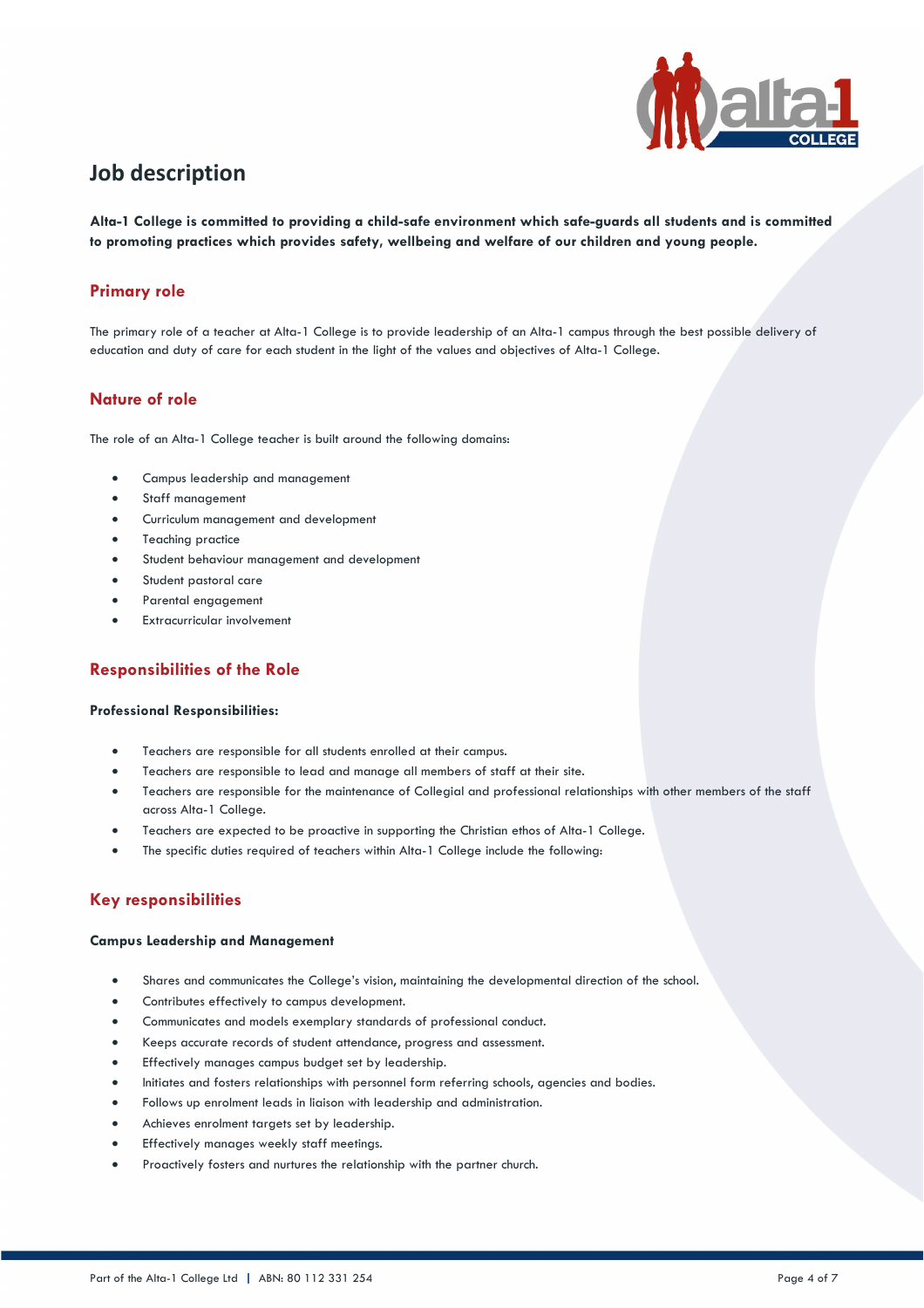# Job description

**Alta-1 College is committed to providing a child-safe environment which safe-guards all students and is committed to promoting practices which provides safety, wellbeing and welfare of our children and young people.**

## Primary role

The primary role of a teacher at Alta-1 College is to provide leadership of an Alta-1 campus through the best possible delivery of education and duty of care for each student in the light of the values and objectives of Alta-1 College.

## Nature of role

The role of an Alta-1 College teacher is built around the following domains:

- Campus leadership and management
- Staff management
- Curriculum management and development
- Teaching practice
- Student behaviour management and development
- Student pastoral care
- Parental engagement
- Extracurricular involvement

## Responsibilities of the Role

### Professional Responsibilities:

- Teachers are responsible for all students enrolled at their campus.
- Teachers are responsible to lead and manage all members of staff at their site.
- Teachers are responsible for the maintenance of Collegial and professional relationships with other members of the staff across Alta-1 College.
- Teachers are expected to be proactive in supporting the Christian ethos of Alta-1 College.
- The specific duties required of teachers within Alta-1 College include the following:

## Key responsibilities

### Campus Leadership and Management

- Shares and communicates the College's vision, maintaining the developmental direction of the school.
- Contributes effectively to campus development.
- Communicates and models exemplary standards of professional conduct.
- Keeps accurate records of student attendance, progress and assessment.
- Effectively manages campus budget set by leadership.
- Initiates and fosters relationships with personnel form referring schools, agencies and bodies.
- Follows up enrolment leads in liaison with leadership and administration.
- Achieves enrolment targets set by leadership.
- Effectively manages weekly staff meetings.
- Proactively fosters and nurtures the relationship with the partner church.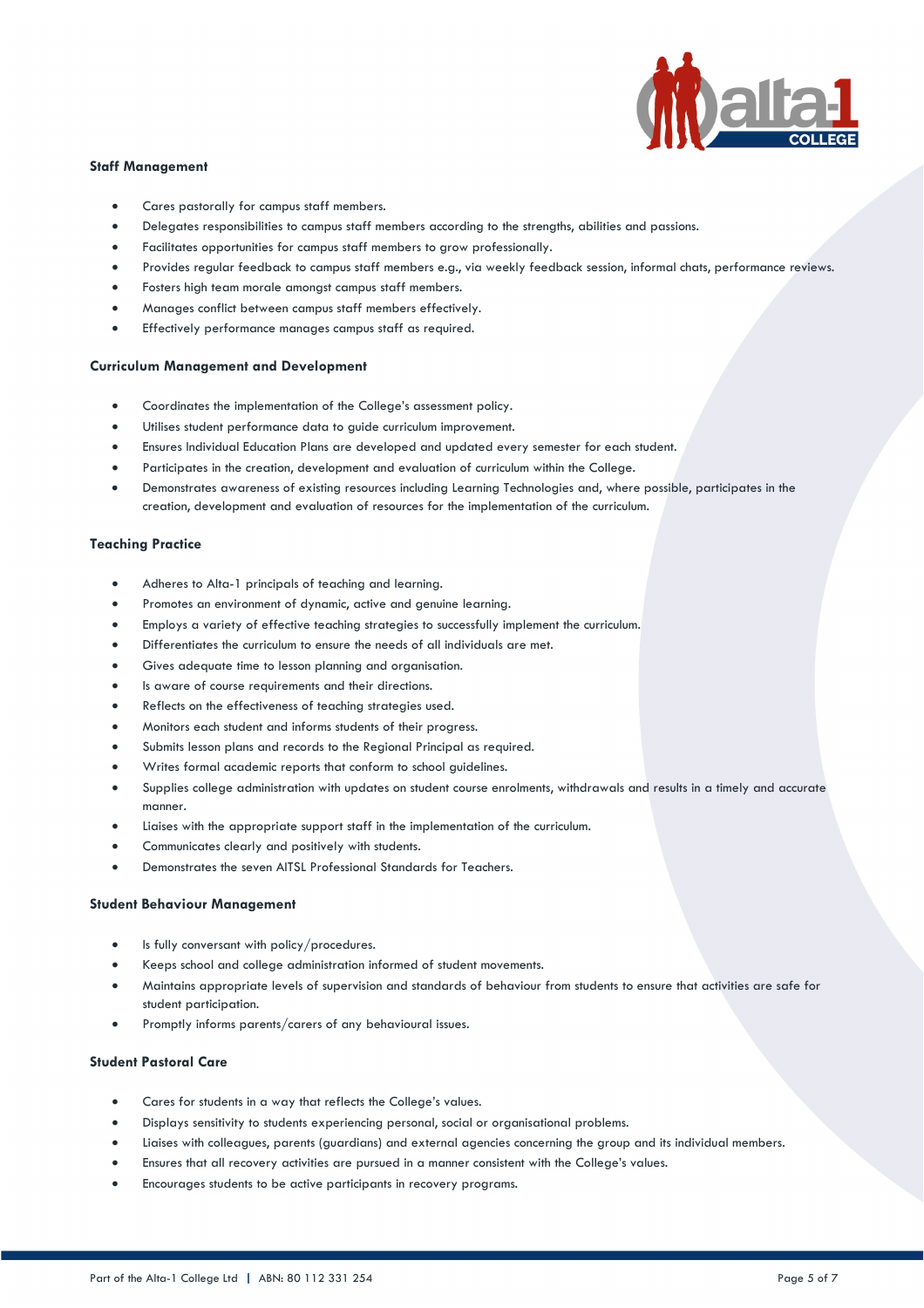### Staff Management

- Cares pastorally for campus staff members.
- Delegates responsibilities to campus staff members according to the strengths, abilities and passions.
- Facilitates opportunities for campus staff members to grow professionally.
- Provides regular feedback to campus staff members e.g., via weekly feedback session, informal chats, performance reviews.
- Fosters high team morale amongst campus staff members.
- Manages conflict between campus staff members effectively.
- Effectively performance manages campus staff as required.

### Curriculum Management and Development

- Coordinates the implementation of the College's assessment policy.
- Utilises student performance data to guide curriculum improvement.
- Ensures Individual Education Plans are developed and updated every semester for each student.
- Participates in the creation, development and evaluation of curriculum within the College.
- Demonstrates awareness of existing resources including Learning Technologies and, where possible, participates in the creation, development and evaluation of resources for the implementation of the curriculum.

### Teaching Practice

- Adheres to Alta-1 principals of teaching and learning.
- Promotes an environment of dynamic, active and genuine learning.
- Employs a variety of effective teaching strategies to successfully implement the curriculum.
- Differentiates the curriculum to ensure the needs of all individuals are met.
- Gives adequate time to lesson planning and organisation.
- Is aware of course requirements and their directions.
- Reflects on the effectiveness of teaching strategies used.
- Monitors each student and informs students of their progress.
- Submits lesson plans and records to the Regional Principal as required.
- Writes formal academic reports that conform to school guidelines.
- Supplies college administration with updates on student course enrolments, withdrawals and results in a timely and accurate manner.
- Liaises with the appropriate support staff in the implementation of the curriculum.
- Communicates clearly and positively with students.
- Demonstrates the seven AITSL Professional Standards for Teachers.

### Student Behaviour Management

- Is fully conversant with policy/procedures.
- Keeps school and college administration informed of student movements.
- Maintains appropriate levels of supervision and standards of behaviour from students to ensure that activities are safe for student participation.
- Promptly informs parents/carers of any behavioural issues.

### Student Pastoral Care

- Cares for students in a way that reflects the College's values.
- Displays sensitivity to students experiencing personal, social or organisational problems.
- Liaises with colleagues, parents (guardians) and external agencies concerning the group and its individual members.
- Ensures that all recovery activities are pursued in a manner consistent with the College's values.
- Encourages students to be active participants in recovery programs.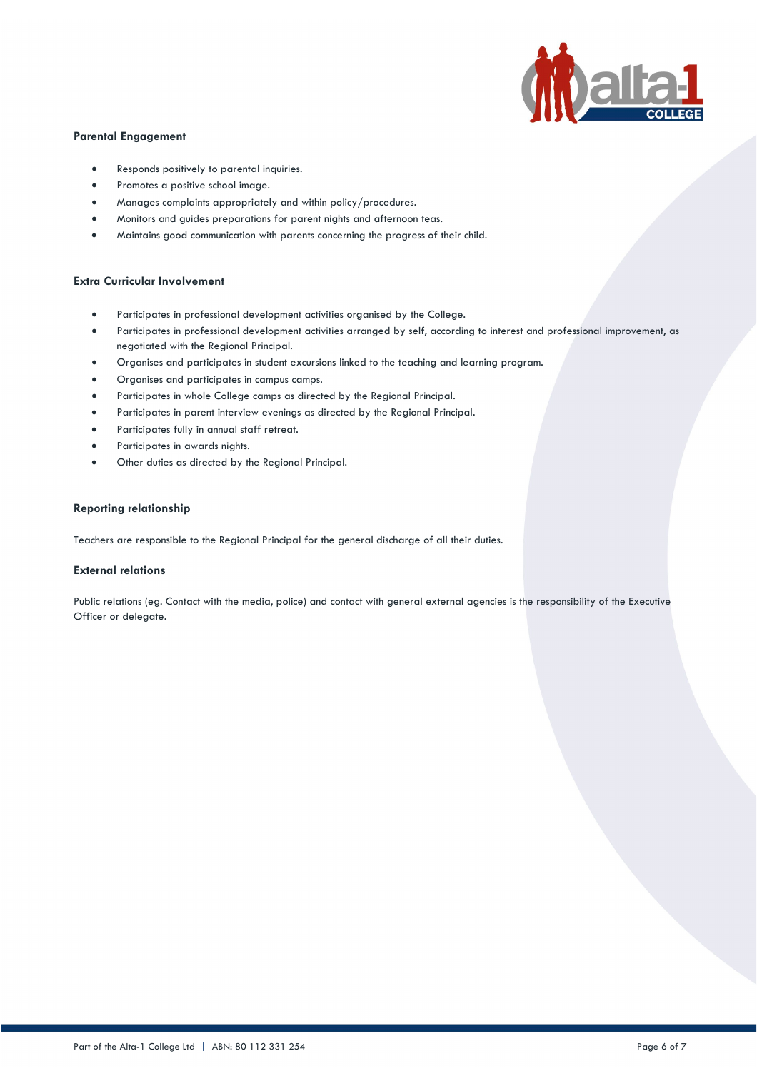**Parental Engagement**

- Responds positively to parental inquiries.
- Promotes a positive school image.
- Manages complaints appropriately and within policy/procedures.
- Monitors and guides preparations for parent nights and afternoon teas.
- Maintains good communication with parents concerning the progress of their child.

**Extra Curricular Involvement**

- Participates in professional development activities organised by the College.
- Participates in professional development activities arranged by self, according to interest and professional improvement, as negotiated with the Regional Principal.
- Organises and participates in student excursions linked to the teaching and learning program.
- Organises and participates in campus camps.
- Participates in whole College camps as directed by the Regional Principal.
- Participates in parent interview evenings as directed by the Regional Principal.
- Participates fully in annual staff retreat.
- Participates in awards nights.
- Other duties as directed by the Regional Principal.

**Reporting relationship**

Teachers are responsible to the Regional Principal for the general discharge of all their duties.

**External relations**

Public relations (eg. Contact with the media, police) and contact with general external agencies is the responsibility of the Executive Officer or delegate.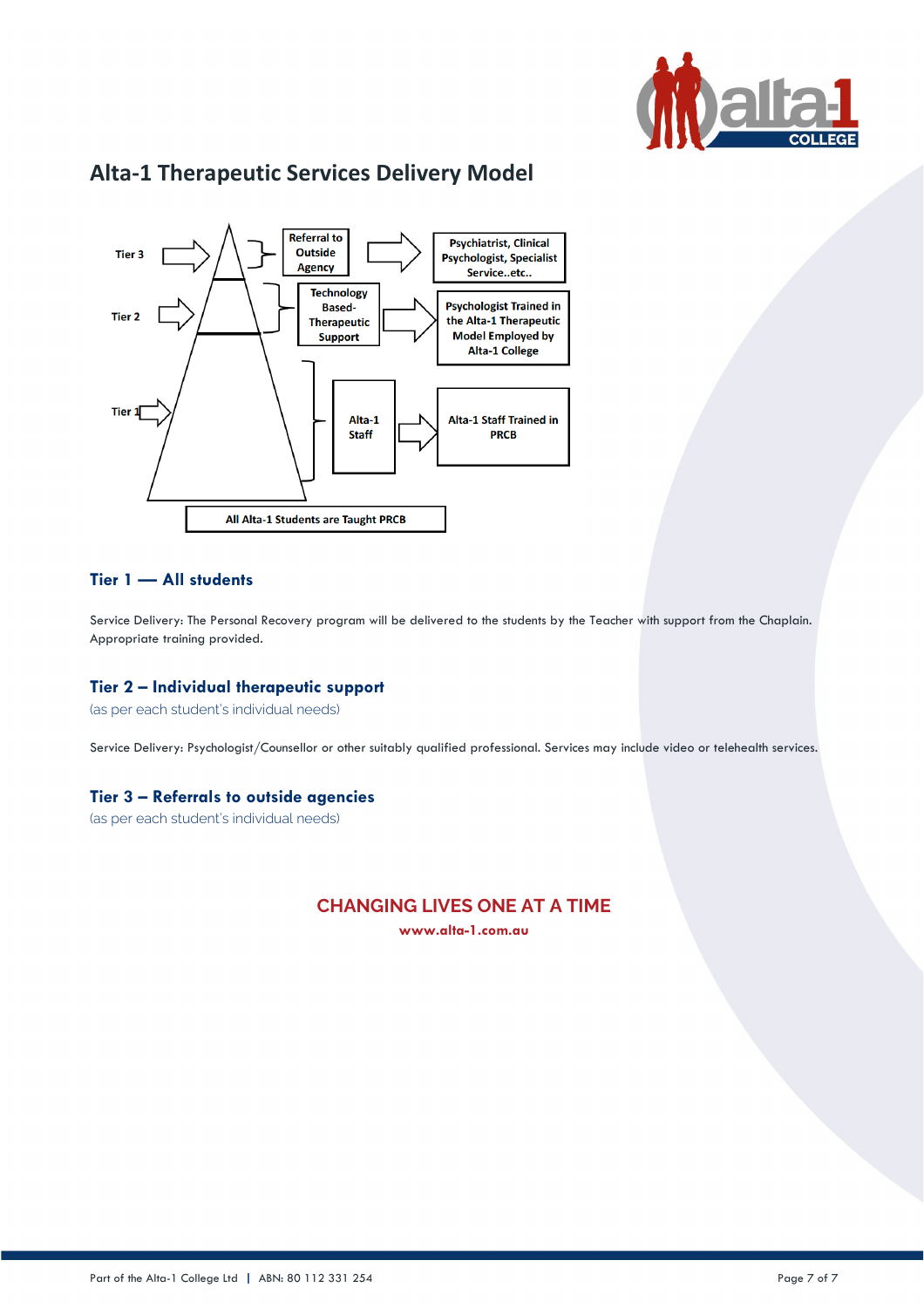## Alta-1 Therapeutic Services Delivery Model

Tier 3

Tier 2

Tier 1

Referral to Outside Agency

Psychiatrist, Clinical Psychologist, Specialist Service..etc..

Technology Based-Therapeutic Support

Psychologist Trained in the Alta-1 Therapeutic Model Employed by Alta-1 College

Alta-1 Staff

Alta-1 Staff Trained in PRCB

All Alta-1 Students are Taught PRCB

### Tier 1 — All students

Service Delivery: The Personal Recovery program will be delivered to the students by the Teacher with support from the Chaplain. Appropriate training provided.

### Tier 2 – Individual therapeutic support

(as per each student's individual needs)

Service Delivery: Psychologist/Counsellor or other suitably qualified professional. Services may include video or telehealth services.

### Tier 3 – Referrals to outside agencies

(as per each student's individual needs)

**CHANGING LIVES ONE AT A TIME**

**www.alta-1.com.au**